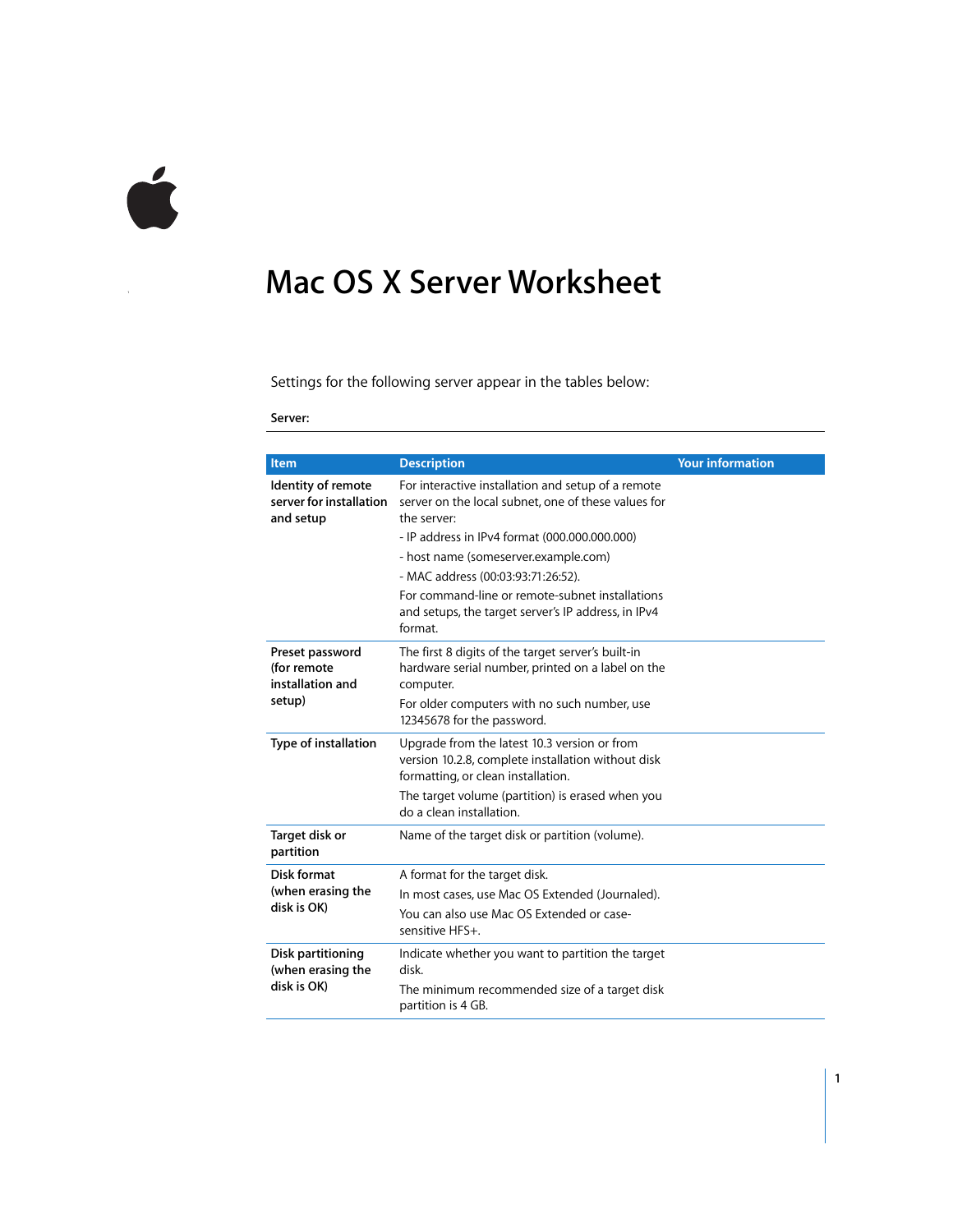# Mac OS X Server Worksheet

Settings for the following server appear in the tables below:

**Server:**

| Item | Description | Your information |
|---|---|---|
| **Identity of remote server for installation and setup** | For interactive installation and setup of a remote server on the local subnet, one of these values for the server:<br>- IP address in IPv4 format (000.000.000.000)<br>- host name (someserver.example.com)<br>- MAC address (00:03:93:71:26:52).<br>For command-line or remote-subnet installations and setups, the target server's IP address, in IPv4 format. | |
| **Preset password (for remote installation and setup)** | The first 8 digits of the target server's built-in hardware serial number, printed on a label on the computer.<br>For older computers with no such number, use 12345678 for the password. | |
| **Type of installation** | Upgrade from the latest 10.3 version or from version 10.2.8, complete installation without disk formatting, or clean installation.<br>The target volume (partition) is erased when you do a clean installation. | |
| **Target disk or partition** | Name of the target disk or partition (volume). | |
| **Disk format (when erasing the disk is OK)** | A format for the target disk.<br>In most cases, use Mac OS Extended (Journaled).<br>You can also use Mac OS Extended or case-sensitive HFS+. | |
| **Disk partitioning (when erasing the disk is OK)** | Indicate whether you want to partition the target disk.<br>The minimum recommended size of a target disk partition is 4 GB. | |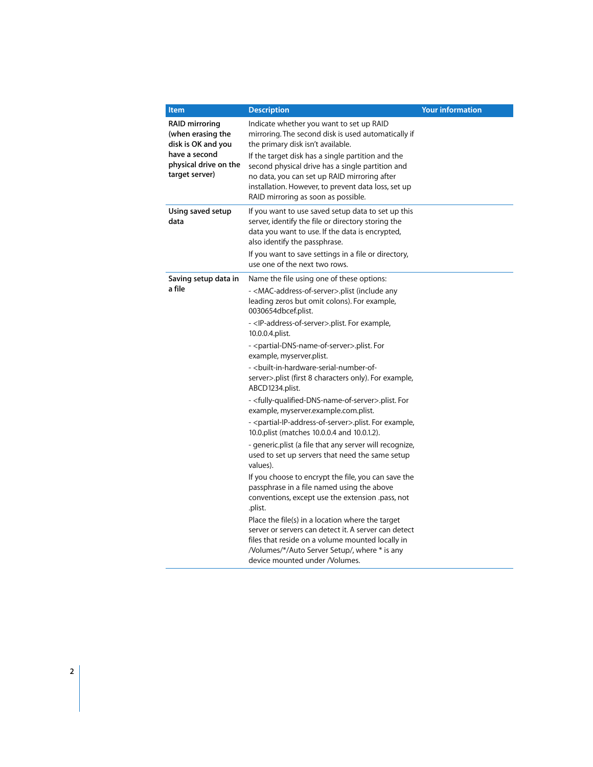| Item | Description | Your information |
| --- | --- | --- |
| **RAID mirroring (when erasing the disk is OK and you have a second physical drive on the target server)** | Indicate whether you want to set up RAID mirroring. The second disk is used automatically if the primary disk isn't available.<br><br>If the target disk has a single partition and the second physical drive has a single partition and no data, you can set up RAID mirroring after installation. However, to prevent data loss, set up RAID mirroring as soon as possible. | |
| **Using saved setup data** | If you want to use saved setup data to set up this server, identify the file or directory storing the data you want to use. If the data is encrypted, also identify the passphrase.<br><br>If you want to save settings in a file or directory, use one of the next two rows. | |
| **Saving setup data in a file** | Name the file using one of these options:<br><br>- <MAC-address-of-server>.plist (include any leading zeros but omit colons). For example, 0030654dbcef.plist.<br><br>- <IP-address-of-server>.plist. For example, 10.0.0.4.plist.<br><br>- <partial-DNS-name-of-server>.plist. For example, myserver.plist.<br><br>- <built-in-hardware-serial-number-of-server>.plist (first 8 characters only). For example, ABCD1234.plist.<br><br>- <fully-qualified-DNS-name-of-server>.plist. For example, myserver.example.com.plist.<br><br>- <partial-IP-address-of-server>.plist. For example, 10.0.plist (matches 10.0.0.4 and 10.0.1.2).<br><br>- generic.plist (a file that any server will recognize, used to set up servers that need the same setup values).<br><br>If you choose to encrypt the file, you can save the passphrase in a file named using the above conventions, except use the extension .pass, not .plist.<br><br>Place the file(s) in a location where the target server or servers can detect it. A server can detect files that reside on a volume mounted locally in /Volumes/*/Auto Server Setup/, where * is any device mounted under /Volumes. | |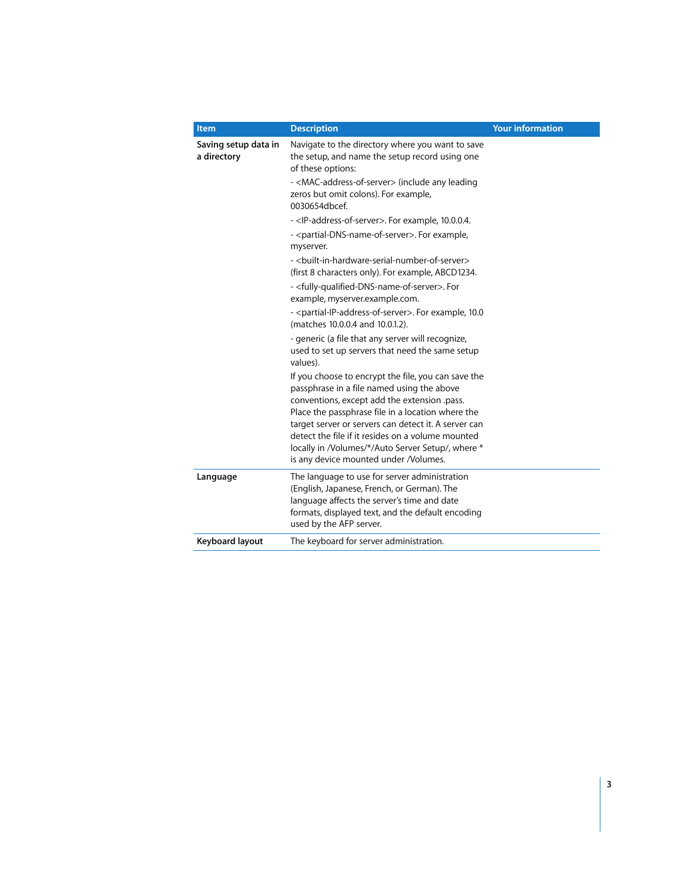| Item | Description | Your information |
|---|---|---|
| **Saving setup data in a directory** | Navigate to the directory where you want to save the setup, and name the setup record using one of these options:<br>- <MAC-address-of-server> (include any leading zeros but omit colons). For example, 0030654dbcef.<br>- <IP-address-of-server>. For example, 10.0.0.4.<br>- <partial-DNS-name-of-server>. For example, myserver.<br>- <built-in-hardware-serial-number-of-server> (first 8 characters only). For example, ABCD1234.<br>- <fully-qualified-DNS-name-of-server>. For example, myserver.example.com.<br>- <partial-IP-address-of-server>. For example, 10.0 (matches 10.0.0.4 and 10.0.1.2).<br>- generic (a file that any server will recognize, used to set up servers that need the same setup values).<br>If you choose to encrypt the file, you can save the passphrase in a file named using the above conventions, except add the extension .pass. Place the passphrase file in a location where the target server or servers can detect it. A server can detect the file if it resides on a volume mounted locally in /Volumes/*/Auto Server Setup/, where * is any device mounted under /Volumes. | |
| **Language** | The language to use for server administration (English, Japanese, French, or German). The language affects the server's time and date formats, displayed text, and the default encoding used by the AFP server. | |
| **Keyboard layout** | The keyboard for server administration. | |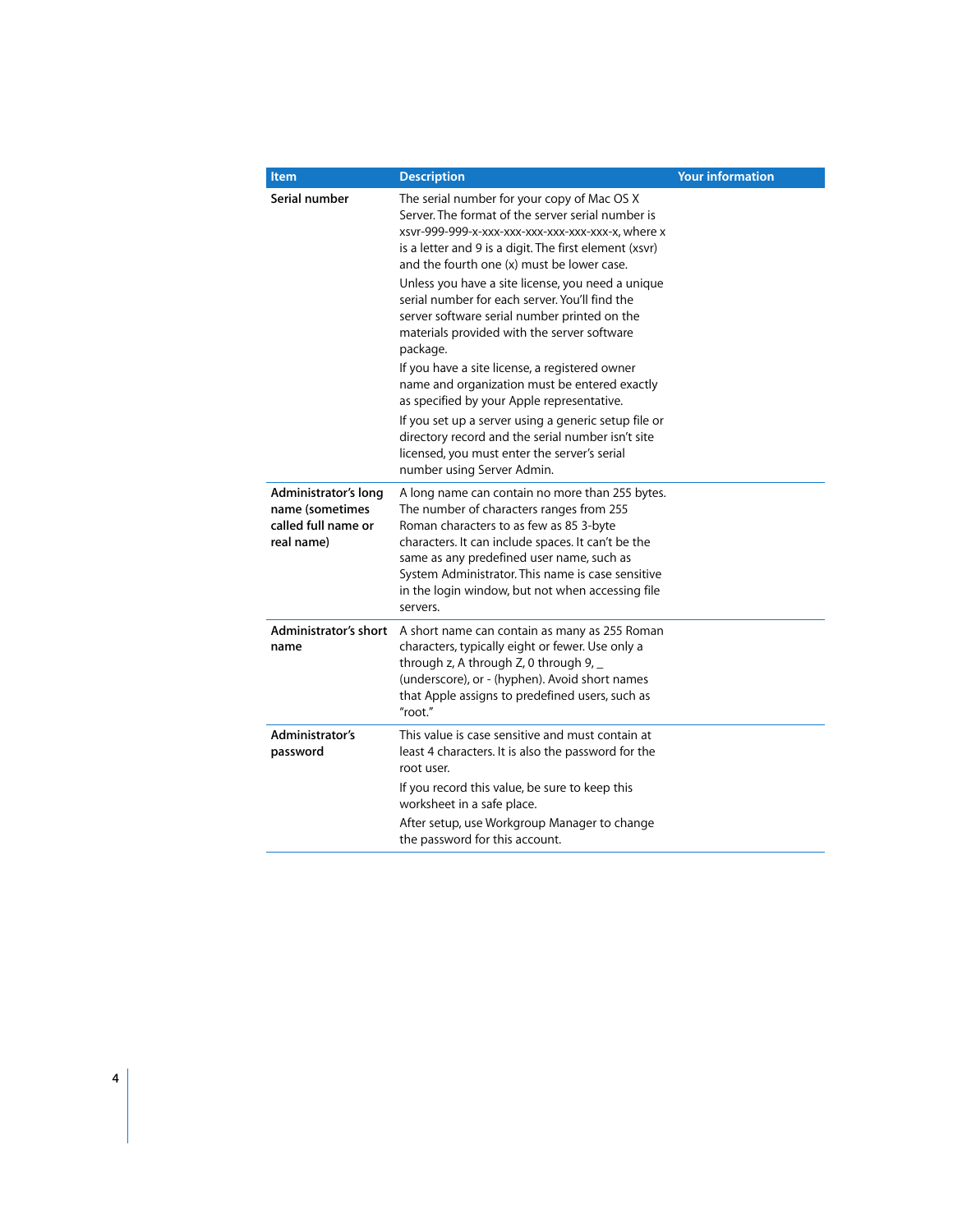| Item | Description | Your information |
|---|---|---|
| **Serial number** | The serial number for your copy of Mac OS X Server. The format of the server serial number is xsvr-999-999-x-xxx-xxx-xxx-xxx-xxx-xxx-x, where x is a letter and 9 is a digit. The first element (xsvr) and the fourth one (x) must be lower case.<br>Unless you have a site license, you need a unique serial number for each server. You'll find the server software serial number printed on the materials provided with the server software package.<br>If you have a site license, a registered owner name and organization must be entered exactly as specified by your Apple representative.<br>If you set up a server using a generic setup file or directory record and the serial number isn't site licensed, you must enter the server's serial number using Server Admin. | |
| **Administrator's long name (sometimes called full name or real name)** | A long name can contain no more than 255 bytes. The number of characters ranges from 255 Roman characters to as few as 85 3-byte characters. It can include spaces. It can't be the same as any predefined user name, such as System Administrator. This name is case sensitive in the login window, but not when accessing file servers. | |
| **Administrator's short name** | A short name can contain as many as 255 Roman characters, typically eight or fewer. Use only a through z, A through Z, 0 through 9, _ (underscore), or - (hyphen). Avoid short names that Apple assigns to predefined users, such as "root." | |
| **Administrator's password** | This value is case sensitive and must contain at least 4 characters. It is also the password for the root user.<br>If you record this value, be sure to keep this worksheet in a safe place.<br>After setup, use Workgroup Manager to change the password for this account. | |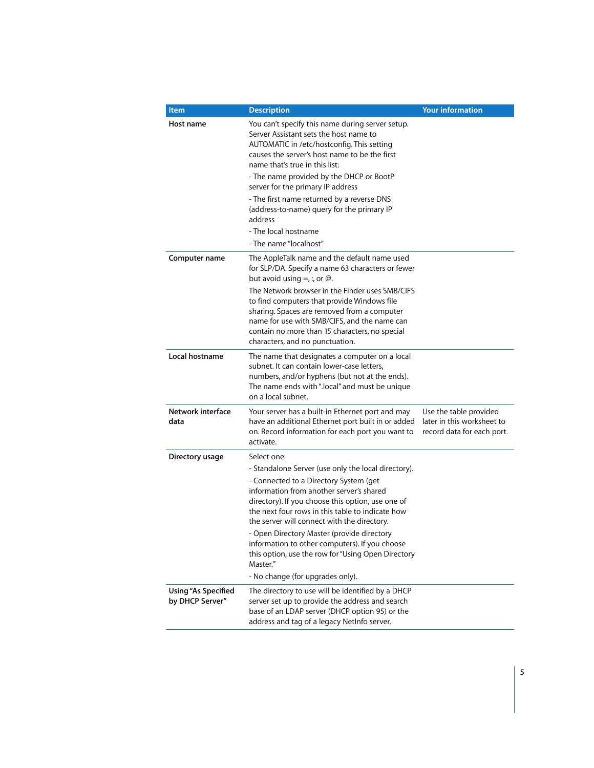| Item | Description | Your information |
|---|---|---|
| **Host name** | You can't specify this name during server setup. Server Assistant sets the host name to AUTOMATIC in /etc/hostconfig. This setting causes the server's host name to be the first name that's true in this list:<br>- The name provided by the DHCP or BootP server for the primary IP address<br>- The first name returned by a reverse DNS (address-to-name) query for the primary IP address<br>- The local hostname<br>- The name "localhost" | |
| **Computer name** | The AppleTalk name and the default name used for SLP/DA. Specify a name 63 characters or fewer but avoid using =, :, or @.<br>The Network browser in the Finder uses SMB/CIFS to find computers that provide Windows file sharing. Spaces are removed from a computer name for use with SMB/CIFS, and the name can contain no more than 15 characters, no special characters, and no punctuation. | |
| **Local hostname** | The name that designates a computer on a local subnet. It can contain lower-case letters, numbers, and/or hyphens (but not at the ends). The name ends with ".local" and must be unique on a local subnet. | |
| **Network interface data** | Your server has a built-in Ethernet port and may have an additional Ethernet port built in or added on. Record information for each port you want to activate. | Use the table provided later in this worksheet to record data for each port. |
| **Directory usage** | Select one:<br>- Standalone Server (use only the local directory).<br>- Connected to a Directory System (get information from another server's shared directory). If you choose this option, use one of the next four rows in this table to indicate how the server will connect with the directory.<br>- Open Directory Master (provide directory information to other computers). If you choose this option, use the row for "Using Open Directory Master."<br>- No change (for upgrades only). | |
| **Using "As Specified by DHCP Server"** | The directory to use will be identified by a DHCP server set up to provide the address and search base of an LDAP server (DHCP option 95) or the address and tag of a legacy NetInfo server. | |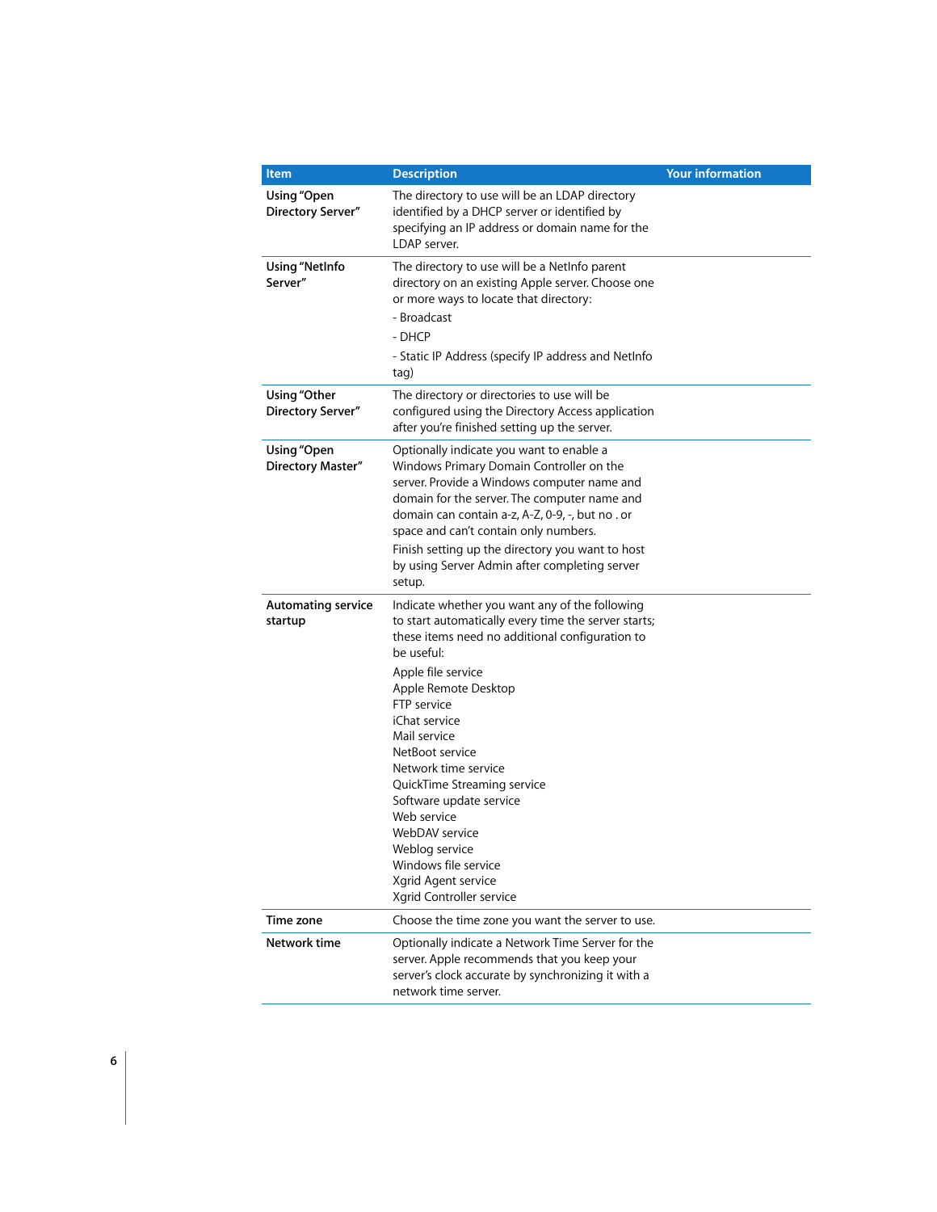| Item | Description | Your information |
| --- | --- | --- |
| Using "Open Directory Server" | The directory to use will be an LDAP directory identified by a DHCP server or identified by specifying an IP address or domain name for the LDAP server. | |
| Using "NetInfo Server" | The directory to use will be a NetInfo parent directory on an existing Apple server. Choose one or more ways to locate that directory:<br>- Broadcast<br>- DHCP<br>- Static IP Address (specify IP address and NetInfo tag) | |
| Using "Other Directory Server" | The directory or directories to use will be configured using the Directory Access application after you're finished setting up the server. | |
| Using "Open Directory Master" | Optionally indicate you want to enable a Windows Primary Domain Controller on the server. Provide a Windows computer name and domain for the server. The computer name and domain can contain a-z, A-Z, 0-9, -, but no . or space and can't contain only numbers.<br>Finish setting up the directory you want to host by using Server Admin after completing server setup. | |
| Automating service startup | Indicate whether you want any of the following to start automatically every time the server starts; these items need no additional configuration to be useful:<br>Apple file service<br>Apple Remote Desktop<br>FTP service<br>iChat service<br>Mail service<br>NetBoot service<br>Network time service<br>QuickTime Streaming service<br>Software update service<br>Web service<br>WebDAV service<br>Weblog service<br>Windows file service<br>Xgrid Agent service<br>Xgrid Controller service | |
| Time zone | Choose the time zone you want the server to use. | |
| Network time | Optionally indicate a Network Time Server for the server. Apple recommends that you keep your server's clock accurate by synchronizing it with a network time server. | |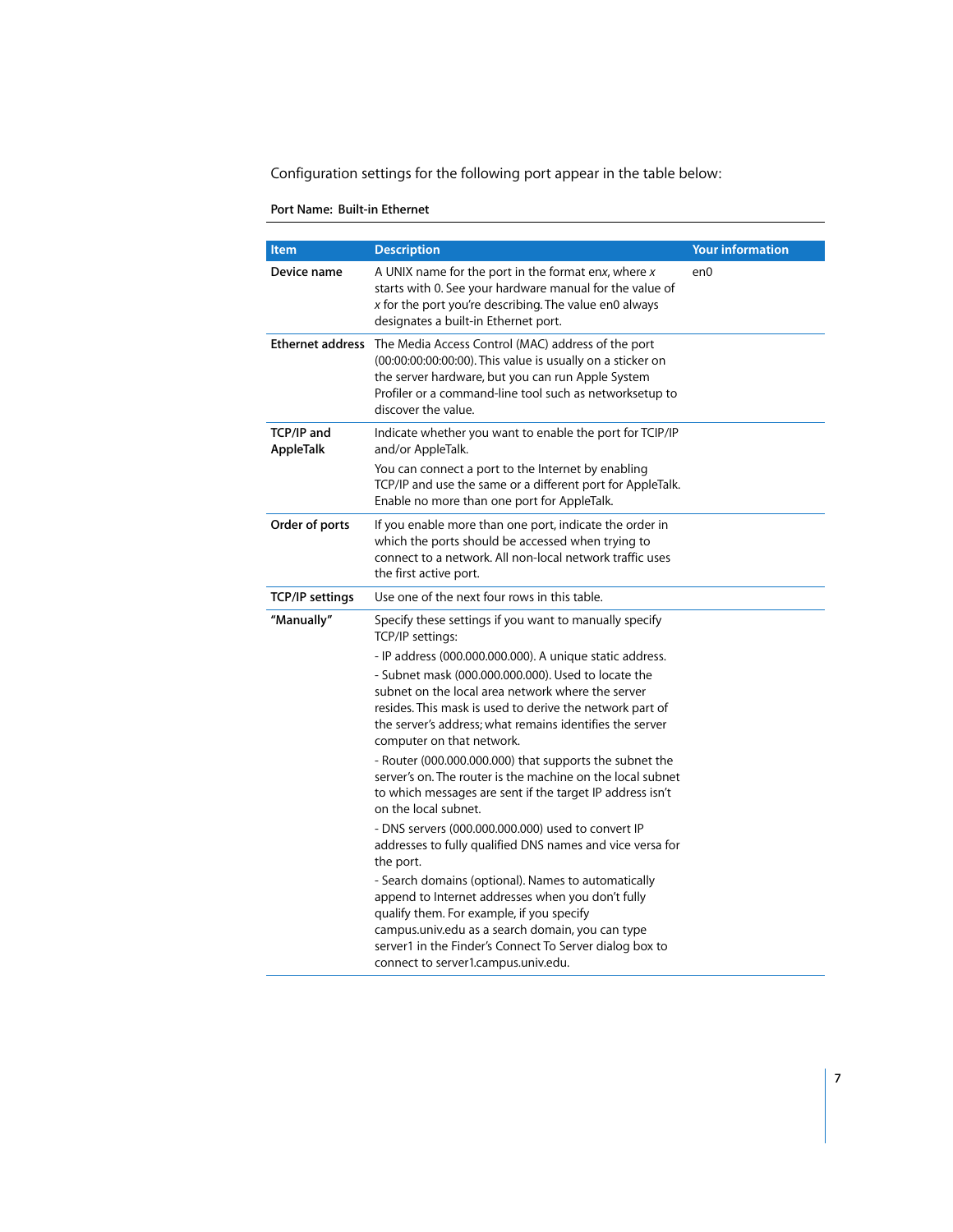Configuration settings for the following port appear in the table below:

**Port Name: Built-in Ethernet**

| Item | Description | Your information |
|---|---|---|
| **Device name** | A UNIX name for the port in the format enx, where *x* starts with 0. See your hardware manual for the value of *x* for the port you're describing. The value en0 always designates a built-in Ethernet port. | en0 |
| **Ethernet address** | The Media Access Control (MAC) address of the port (00:00:00:00:00:00). This value is usually on a sticker on the server hardware, but you can run Apple System Profiler or a command-line tool such as networksetup to discover the value. | |
| **TCP/IP and AppleTalk** | Indicate whether you want to enable the port for TCIP/IP and/or AppleTalk. You can connect a port to the Internet by enabling TCP/IP and use the same or a different port for AppleTalk. Enable no more than one port for AppleTalk. | |
| **Order of ports** | If you enable more than one port, indicate the order in which the ports should be accessed when trying to connect to a network. All non-local network traffic uses the first active port. | |
| **TCP/IP settings** | Use one of the next four rows in this table. | |
| **"Manually"** | Specify these settings if you want to manually specify TCP/IP settings: - IP address (000.000.000.000). A unique static address. - Subnet mask (000.000.000.000). Used to locate the subnet on the local area network where the server resides. This mask is used to derive the network part of the server's address; what remains identifies the server computer on that network. - Router (000.000.000.000) that supports the subnet the server's on. The router is the machine on the local subnet to which messages are sent if the target IP address isn't on the local subnet. - DNS servers (000.000.000.000) used to convert IP addresses to fully qualified DNS names and vice versa for the port. - Search domains (optional). Names to automatically append to Internet addresses when you don't fully qualify them. For example, if you specify campus.univ.edu as a search domain, you can type server1 in the Finder's Connect To Server dialog box to connect to server1.campus.univ.edu. | |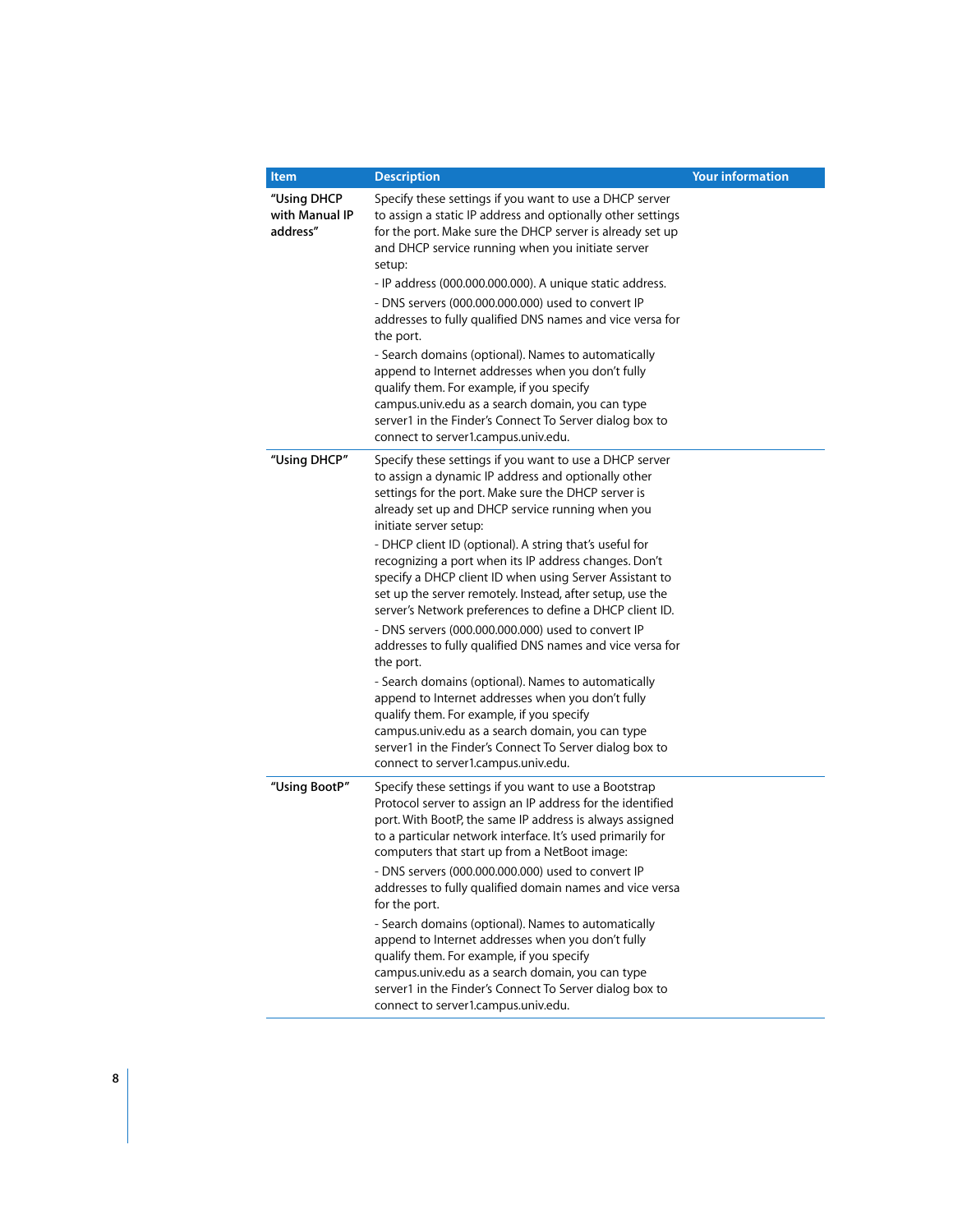| Item | Description | Your information |
| --- | --- | --- |
| "Using DHCP with Manual IP address" | Specify these settings if you want to use a DHCP server to assign a static IP address and optionally other settings for the port. Make sure the DHCP server is already set up and DHCP service running when you initiate server setup:<br>- IP address (000.000.000.000). A unique static address.<br>- DNS servers (000.000.000.000) used to convert IP addresses to fully qualified DNS names and vice versa for the port.<br>- Search domains (optional). Names to automatically append to Internet addresses when you don't fully qualify them. For example, if you specify campus.univ.edu as a search domain, you can type server1 in the Finder's Connect To Server dialog box to connect to server1.campus.univ.edu. | |
| "Using DHCP" | Specify these settings if you want to use a DHCP server to assign a dynamic IP address and optionally other settings for the port. Make sure the DHCP server is already set up and DHCP service running when you initiate server setup:<br>- DHCP client ID (optional). A string that's useful for recognizing a port when its IP address changes. Don't specify a DHCP client ID when using Server Assistant to set up the server remotely. Instead, after setup, use the server's Network preferences to define a DHCP client ID.<br>- DNS servers (000.000.000.000) used to convert IP addresses to fully qualified DNS names and vice versa for the port.<br>- Search domains (optional). Names to automatically append to Internet addresses when you don't fully qualify them. For example, if you specify campus.univ.edu as a search domain, you can type server1 in the Finder's Connect To Server dialog box to connect to server1.campus.univ.edu. | |
| "Using BootP" | Specify these settings if you want to use a Bootstrap Protocol server to assign an IP address for the identified port. With BootP, the same IP address is always assigned to a particular network interface. It's used primarily for computers that start up from a NetBoot image:<br>- DNS servers (000.000.000.000) used to convert IP addresses to fully qualified domain names and vice versa for the port.<br>- Search domains (optional). Names to automatically append to Internet addresses when you don't fully qualify them. For example, if you specify campus.univ.edu as a search domain, you can type server1 in the Finder's Connect To Server dialog box to connect to server1.campus.univ.edu. | |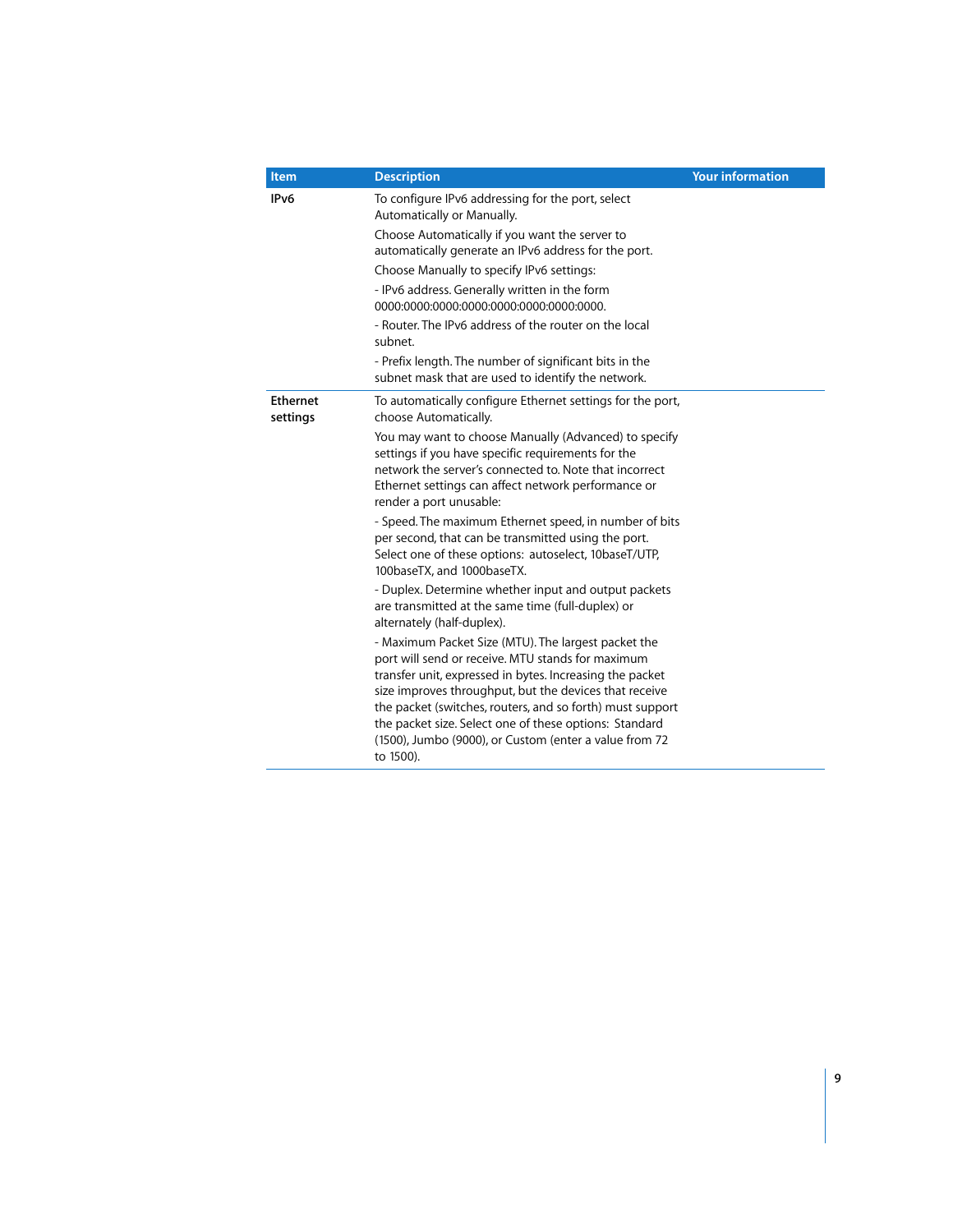| Item | Description | Your information |
|---|---|---|
| IPv6 | To configure IPv6 addressing for the port, select Automatically or Manually.<br><br>Choose Automatically if you want the server to automatically generate an IPv6 address for the port.<br><br>Choose Manually to specify IPv6 settings:<br><br>- IPv6 address. Generally written in the form 0000:0000:0000:0000:0000:0000:0000:0000.<br><br>- Router. The IPv6 address of the router on the local subnet.<br><br>- Prefix length. The number of significant bits in the subnet mask that are used to identify the network. | |
| Ethernet settings | To automatically configure Ethernet settings for the port, choose Automatically.<br><br>You may want to choose Manually (Advanced) to specify settings if you have specific requirements for the network the server's connected to. Note that incorrect Ethernet settings can affect network performance or render a port unusable:<br><br>- Speed. The maximum Ethernet speed, in number of bits per second, that can be transmitted using the port. Select one of these options: autoselect, 10baseT/UTP, 100baseTX, and 1000baseTX.<br><br>- Duplex. Determine whether input and output packets are transmitted at the same time (full-duplex) or alternately (half-duplex).<br><br>- Maximum Packet Size (MTU). The largest packet the port will send or receive. MTU stands for maximum transfer unit, expressed in bytes. Increasing the packet size improves throughput, but the devices that receive the packet (switches, routers, and so forth) must support the packet size. Select one of these options: Standard (1500), Jumbo (9000), or Custom (enter a value from 72 to 1500). | |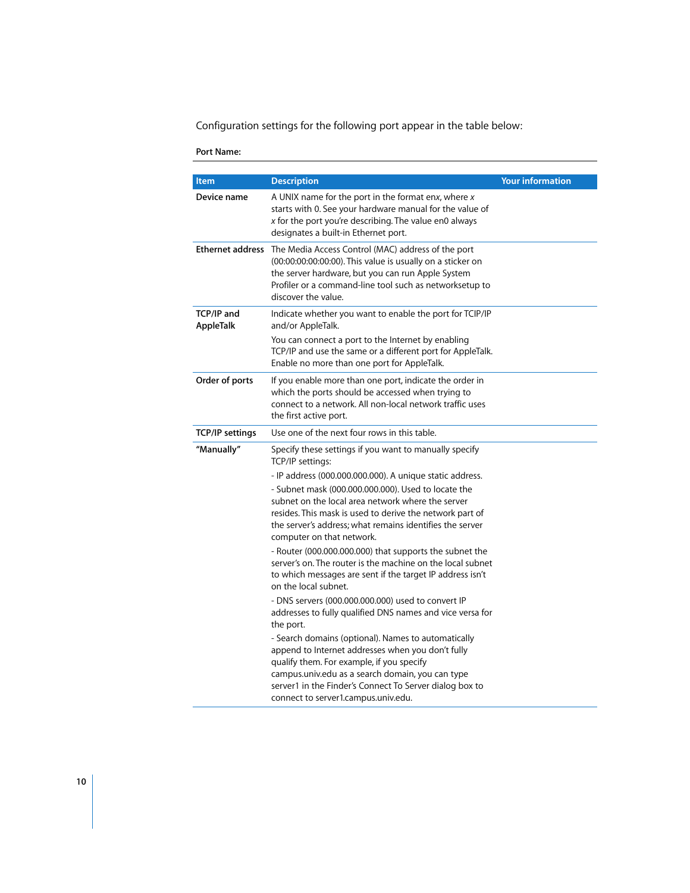Configuration settings for the following port appear in the table below:

**Port Name:**

| Item | Description | Your information |
|---|---|---|
| **Device name** | A UNIX name for the port in the format enx, where *x* starts with 0. See your hardware manual for the value of *x* for the port you're describing. The value en0 always designates a built-in Ethernet port. | |
| **Ethernet address** | The Media Access Control (MAC) address of the port (00:00:00:00:00:00). This value is usually on a sticker on the server hardware, but you can run Apple System Profiler or a command-line tool such as networksetup to discover the value. | |
| **TCP/IP and AppleTalk** | Indicate whether you want to enable the port for TCIP/IP and/or AppleTalk.<br>You can connect a port to the Internet by enabling TCP/IP and use the same or a different port for AppleTalk. Enable no more than one port for AppleTalk. | |
| **Order of ports** | If you enable more than one port, indicate the order in which the ports should be accessed when trying to connect to a network. All non-local network traffic uses the first active port. | |
| **TCP/IP settings** | Use one of the next four rows in this table. | |
| **"Manually"** | Specify these settings if you want to manually specify TCP/IP settings:<br>- IP address (000.000.000.000). A unique static address.<br>- Subnet mask (000.000.000.000). Used to locate the subnet on the local area network where the server resides. This mask is used to derive the network part of the server's address; what remains identifies the server computer on that network.<br>- Router (000.000.000.000) that supports the subnet the server's on. The router is the machine on the local subnet to which messages are sent if the target IP address isn't on the local subnet.<br>- DNS servers (000.000.000.000) used to convert IP addresses to fully qualified DNS names and vice versa for the port.<br>- Search domains (optional). Names to automatically append to Internet addresses when you don't fully qualify them. For example, if you specify campus.univ.edu as a search domain, you can type server1 in the Finder's Connect To Server dialog box to connect to server1.campus.univ.edu. | |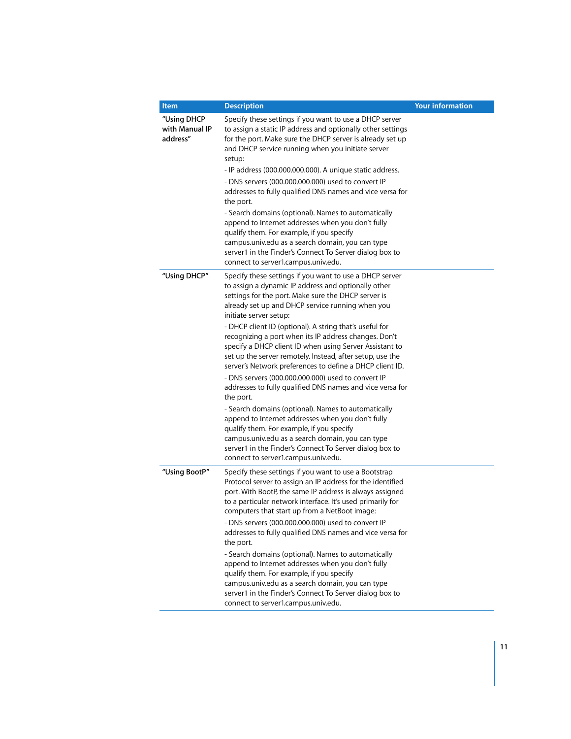| Item | Description | Your information |
|---|---|---|
| "Using DHCP with Manual IP address" | Specify these settings if you want to use a DHCP server to assign a static IP address and optionally other settings for the port. Make sure the DHCP server is already set up and DHCP service running when you initiate server setup:<br>- IP address (000.000.000.000). A unique static address.<br>- DNS servers (000.000.000.000) used to convert IP addresses to fully qualified DNS names and vice versa for the port.<br>- Search domains (optional). Names to automatically append to Internet addresses when you don't fully qualify them. For example, if you specify campus.univ.edu as a search domain, you can type server1 in the Finder's Connect To Server dialog box to connect to server1.campus.univ.edu. | |
| "Using DHCP" | Specify these settings if you want to use a DHCP server to assign a dynamic IP address and optionally other settings for the port. Make sure the DHCP server is already set up and DHCP service running when you initiate server setup:<br>- DHCP client ID (optional). A string that's useful for recognizing a port when its IP address changes. Don't specify a DHCP client ID when using Server Assistant to set up the server remotely. Instead, after setup, use the server's Network preferences to define a DHCP client ID.<br>- DNS servers (000.000.000.000) used to convert IP addresses to fully qualified DNS names and vice versa for the port.<br>- Search domains (optional). Names to automatically append to Internet addresses when you don't fully qualify them. For example, if you specify campus.univ.edu as a search domain, you can type server1 in the Finder's Connect To Server dialog box to connect to server1.campus.univ.edu. | |
| "Using BootP" | Specify these settings if you want to use a Bootstrap Protocol server to assign an IP address for the identified port. With BootP, the same IP address is always assigned to a particular network interface. It's used primarily for computers that start up from a NetBoot image:<br>- DNS servers (000.000.000.000) used to convert IP addresses to fully qualified DNS names and vice versa for the port.<br>- Search domains (optional). Names to automatically append to Internet addresses when you don't fully qualify them. For example, if you specify campus.univ.edu as a search domain, you can type server1 in the Finder's Connect To Server dialog box to connect to server1.campus.univ.edu. | |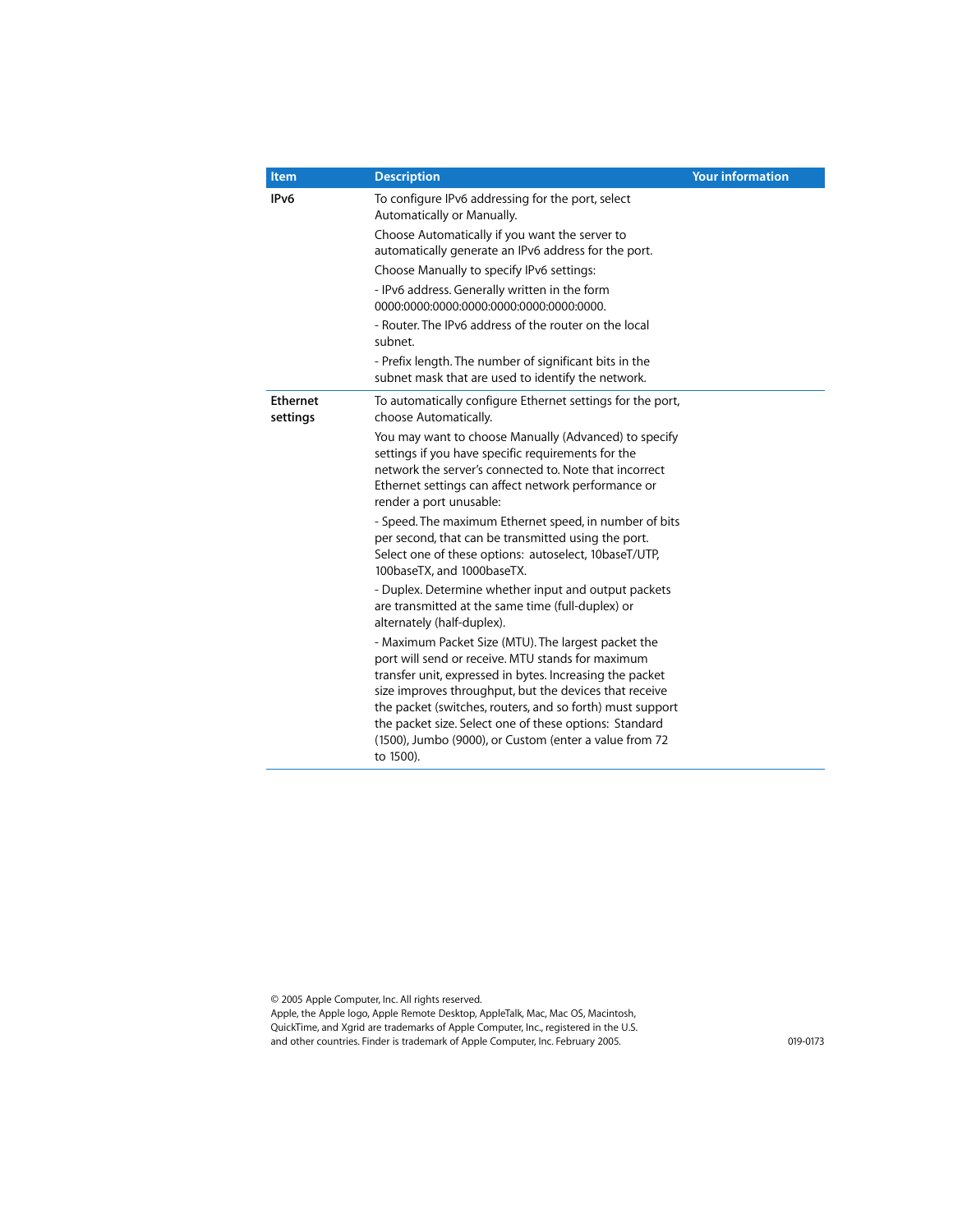| Item | Description | Your information |
|---|---|---|
| **IPv6** | To configure IPv6 addressing for the port, select Automatically or Manually. Choose Automatically if you want the server to automatically generate an IPv6 address for the port. Choose Manually to specify IPv6 settings: - IPv6 address. Generally written in the form 0000:0000:0000:0000:0000:0000:0000:0000. - Router. The IPv6 address of the router on the local subnet. - Prefix length. The number of significant bits in the subnet mask that are used to identify the network. | |
| **Ethernet settings** | To automatically configure Ethernet settings for the port, choose Automatically. You may want to choose Manually (Advanced) to specify settings if you have specific requirements for the network the server's connected to. Note that incorrect Ethernet settings can affect network performance or render a port unusable: - Speed. The maximum Ethernet speed, in number of bits per second, that can be transmitted using the port. Select one of these options: autoselect, 10baseT/UTP, 100baseTX, and 1000baseTX. - Duplex. Determine whether input and output packets are transmitted at the same time (full-duplex) or alternately (half-duplex). - Maximum Packet Size (MTU). The largest packet the port will send or receive. MTU stands for maximum transfer unit, expressed in bytes. Increasing the packet size improves throughput, but the devices that receive the packet (switches, routers, and so forth) must support the packet size. Select one of these options: Standard (1500), Jumbo (9000), or Custom (enter a value from 72 to 1500). | |

© 2005 Apple Computer, Inc. All rights reserved.
Apple, the Apple logo, Apple Remote Desktop, AppleTalk, Mac, Mac OS, Macintosh, QuickTime, and Xgrid are trademarks of Apple Computer, Inc., registered in the U.S. and other countries. Finder is trademark of Apple Computer, Inc. February 2005.

019-0173